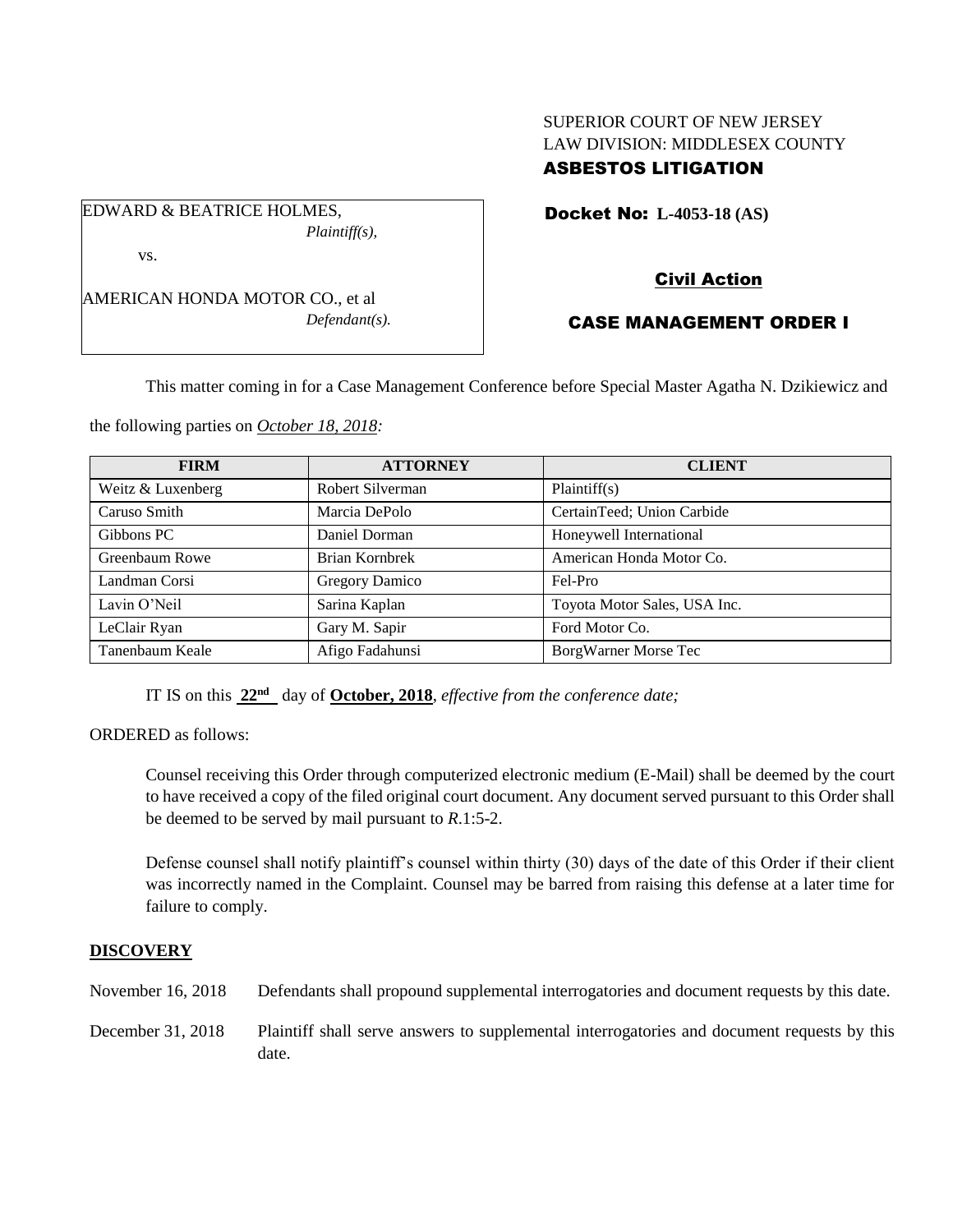SUPERIOR COURT OF NEW JERSEY
LAW DIVISION: MIDDLESEX COUNTY
**ASBESTOS LITIGATION**

EDWARD & BEATRICE HOLMES,
*Plaintiff(s),*

vs.

AMERICAN HONDA MOTOR CO., et al
*Defendant(s).*

**Docket No: L-4053-18 (AS)**

**Civil Action**

**CASE MANAGEMENT ORDER I**

This matter coming in for a Case Management Conference before Special Master Agatha N. Dzikiewicz and the following parties on *October 18, 2018:*

| FIRM | ATTORNEY | CLIENT |
|---|---|---|
| Weitz & Luxenberg | Robert Silverman | Plaintiff(s) |
| Caruso Smith | Marcia DePolo | CertainTeed; Union Carbide |
| Gibbons PC | Daniel Dorman | Honeywell International |
| Greenbaum Rowe | Brian Kornbrek | American Honda Motor Co. |
| Landman Corsi | Gregory Damico | Fel-Pro |
| Lavin O'Neil | Sarina Kaplan | Toyota Motor Sales, USA Inc. |
| LeClair Ryan | Gary M. Sapir | Ford Motor Co. |
| Tanenbaum Keale | Afigo Fadahunsi | BorgWarner Morse Tec |

IT IS on this **22nd** day of **October, 2018**, *effective from the conference date;*

ORDERED as follows:

Counsel receiving this Order through computerized electronic medium (E-Mail) shall be deemed by the court to have received a copy of the filed original court document. Any document served pursuant to this Order shall be deemed to be served by mail pursuant to *R*.1:5-2.

Defense counsel shall notify plaintiff's counsel within thirty (30) days of the date of this Order if their client was incorrectly named in the Complaint. Counsel may be barred from raising this defense at a later time for failure to comply.

## DISCOVERY

November 16, 2018 Defendants shall propound supplemental interrogatories and document requests by this date.

December 31, 2018 Plaintiff shall serve answers to supplemental interrogatories and document requests by this date.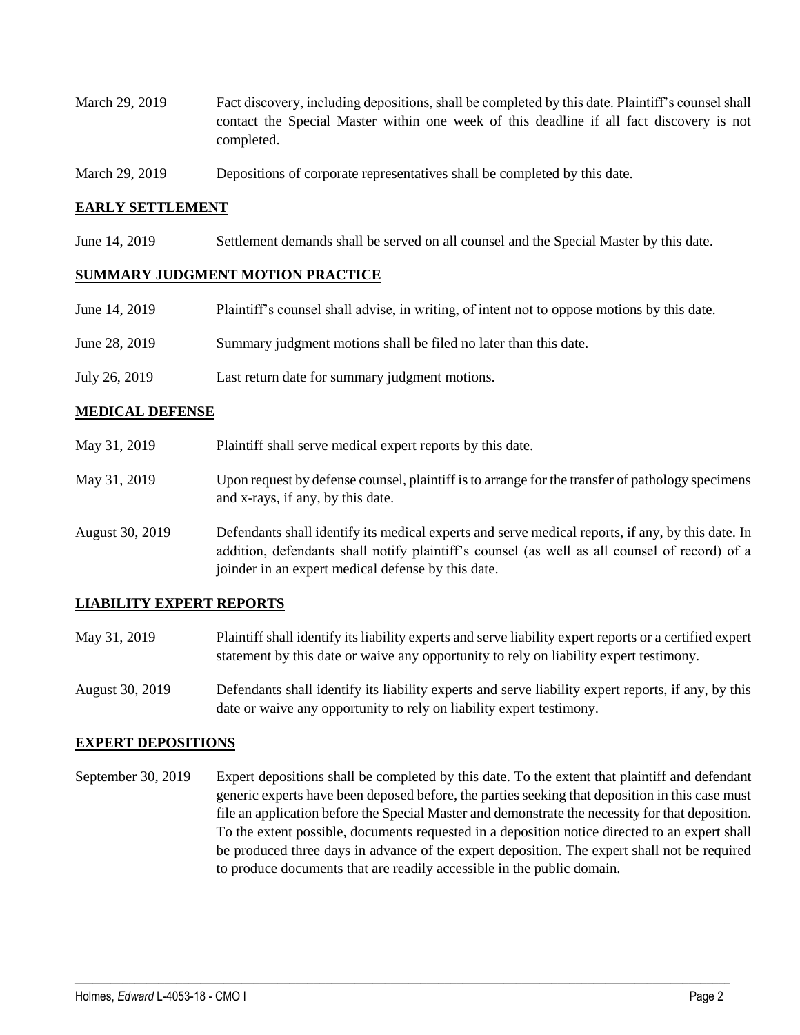March 29, 2019 Fact discovery, including depositions, shall be completed by this date. Plaintiff's counsel shall contact the Special Master within one week of this deadline if all fact discovery is not completed.

March 29, 2019 Depositions of corporate representatives shall be completed by this date.

## EARLY SETTLEMENT

June 14, 2019 Settlement demands shall be served on all counsel and the Special Master by this date.

## SUMMARY JUDGMENT MOTION PRACTICE

June 14, 2019 Plaintiff's counsel shall advise, in writing, of intent not to oppose motions by this date.

June 28, 2019 Summary judgment motions shall be filed no later than this date.

July 26, 2019 Last return date for summary judgment motions.

## MEDICAL DEFENSE

May 31, 2019 Plaintiff shall serve medical expert reports by this date.

May 31, 2019 Upon request by defense counsel, plaintiff is to arrange for the transfer of pathology specimens and x-rays, if any, by this date.

August 30, 2019 Defendants shall identify its medical experts and serve medical reports, if any, by this date. In addition, defendants shall notify plaintiff's counsel (as well as all counsel of record) of a joinder in an expert medical defense by this date.

## LIABILITY EXPERT REPORTS

May 31, 2019 Plaintiff shall identify its liability experts and serve liability expert reports or a certified expert statement by this date or waive any opportunity to rely on liability expert testimony.

August 30, 2019 Defendants shall identify its liability experts and serve liability expert reports, if any, by this date or waive any opportunity to rely on liability expert testimony.

## EXPERT DEPOSITIONS

September 30, 2019 Expert depositions shall be completed by this date. To the extent that plaintiff and defendant generic experts have been deposed before, the parties seeking that deposition in this case must file an application before the Special Master and demonstrate the necessity for that deposition. To the extent possible, documents requested in a deposition notice directed to an expert shall be produced three days in advance of the expert deposition. The expert shall not be required to produce documents that are readily accessible in the public domain.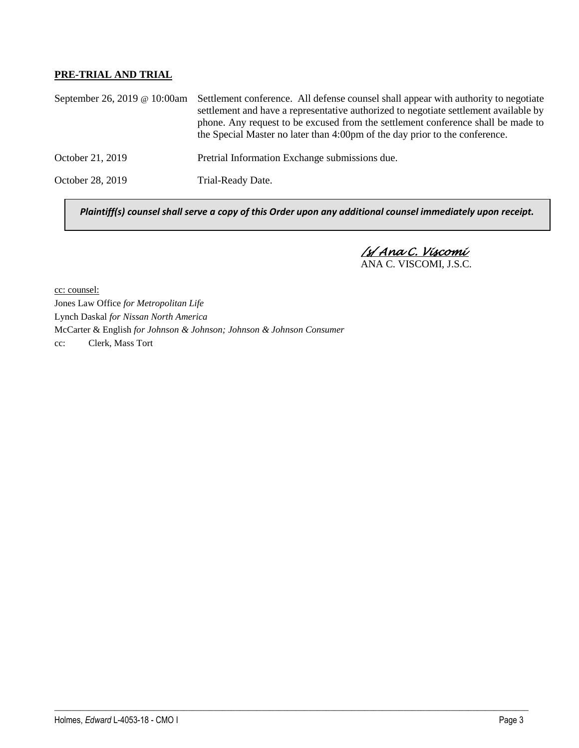**PRE-TRIAL AND TRIAL**

| | |
|---|---|
| September 26, 2019 @ 10:00am | Settlement conference. All defense counsel shall appear with authority to negotiate settlement and have a representative authorized to negotiate settlement available by phone. Any request to be excused from the settlement conference shall be made to the Special Master no later than 4:00pm of the day prior to the conference. |
| October 21, 2019 | Pretrial Information Exchange submissions due. |
| October 28, 2019 | Trial-Ready Date. |

***Plaintiff(s) counsel shall serve a copy of this Order upon any additional counsel immediately upon receipt.***

/s/ Ana C. Viscomi
ANA C. VISCOMI, J.S.C.

cc: counsel:
Jones Law Office *for Metropolitan Life*
Lynch Daskal *for Nissan North America*
McCarter & English *for Johnson & Johnson; Johnson & Johnson Consumer*
cc: Clerk, Mass Tort